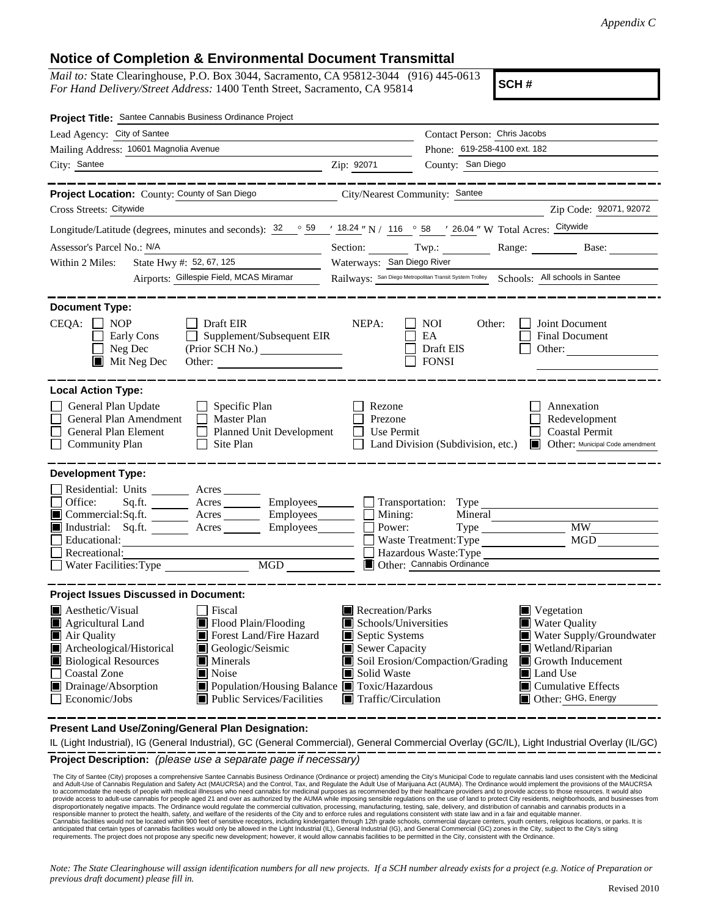*Appendix C*

# Notice of Completion & Environmental Document Transmittal

*Mail to:* State Clearinghouse, P.O. Box 3044, Sacramento, CA 95812-3044 (916) 445-0613
*For Hand Delivery/Street Address:* 1400 Tenth Street, Sacramento, CA 95814

**SCH #**

**Project Title:** Santee Cannabis Business Ordinance Project

Lead Agency: City of Santee
Contact Person: Chris Jacobs
Mailing Address: 10601 Magnolia Avenue
Phone: 619-258-4100 ext. 182
City: Santee
Zip: 92071
County: San Diego

**Project Location:** County: County of San Diego
City/Nearest Community: Santee
Cross Streets: Citywide
Zip Code: 92071, 92072
Longitude/Latitude (degrees, minutes and seconds): 32 ° 59 ′ 18.24 ″ N / 116 ° 58 ′ 26.04 ″ W Total Acres: Citywide
Assessor's Parcel No.: N/A
Section: Twp.: Range: Base:
Within 2 Miles: State Hwy #: 52, 67, 125
Waterways: San Diego River
Airports: Gillespie Field, MCAS Miramar
Railways: San Diego Metropolitan Transit System Trolley
Schools: All schools in Santee

**Document Type:**

CEQA:
- [ ] NOP
- [ ] Early Cons
- [ ] Neg Dec
- [x] Mit Neg Dec
- [ ] Draft EIR
- [ ] Supplement/Subsequent EIR (Prior SCH No.)
- Other:

NEPA:
- [ ] NOI
- [ ] EA
- [ ] Draft EIS
- [ ] FONSI

Other:
- [ ] Joint Document
- [ ] Final Document
- [ ] Other:

**Local Action Type:**

- [ ] General Plan Update
- [ ] General Plan Amendment
- [ ] General Plan Element
- [ ] Community Plan
- [ ] Specific Plan
- [ ] Master Plan
- [ ] Planned Unit Development
- [ ] Site Plan
- [ ] Rezone
- [ ] Prezone
- [ ] Use Permit
- [ ] Land Division (Subdivision, etc.)
- [ ] Annexation
- [ ] Redevelopment
- [ ] Coastal Permit
- [x] Other: Municipal Code amendment

**Development Type:**

- [ ] Residential: Units Acres
- [ ] Office: Sq.ft. Acres Employees
- [x] Commercial: Sq.ft. Acres Employees
- [x] Industrial: Sq.ft. Acres Employees
- [ ] Educational:
- [ ] Recreational:
- [ ] Water Facilities: Type MGD
- [ ] Transportation: Type
- [ ] Mining: Mineral
- [ ] Power: Type MW
- [ ] Waste Treatment: Type MGD
- [ ] Hazardous Waste: Type
- [x] Other: Cannabis Ordinance

**Project Issues Discussed in Document:**

- [x] Aesthetic/Visual
- [x] Agricultural Land
- [x] Air Quality
- [x] Archeological/Historical
- [x] Biological Resources
- [ ] Coastal Zone
- [x] Drainage/Absorption
- [ ] Economic/Jobs
- [ ] Fiscal
- [x] Flood Plain/Flooding
- [x] Forest Land/Fire Hazard
- [x] Geologic/Seismic
- [x] Minerals
- [x] Noise
- [x] Population/Housing Balance
- [x] Public Services/Facilities
- [x] Recreation/Parks
- [x] Schools/Universities
- [x] Septic Systems
- [x] Sewer Capacity
- [x] Soil Erosion/Compaction/Grading
- [x] Solid Waste
- [x] Toxic/Hazardous
- [x] Traffic/Circulation
- [x] Vegetation
- [x] Water Quality
- [x] Water Supply/Groundwater
- [x] Wetland/Riparian
- [x] Growth Inducement
- [x] Land Use
- [x] Cumulative Effects
- [x] Other: GHG, Energy

**Present Land Use/Zoning/General Plan Designation:**

IL (Light Industrial), IG (General Industrial), GC (General Commercial), General Commercial Overlay (GC/IL), Light Industrial Overlay (IL/GC)

**Project Description:** *(please use a separate page if necessary)*

The City of Santee (City) proposes a comprehensive Santee Cannabis Business Ordinance (Ordinance or project) amending the City's Municipal Code to regulate cannabis land uses consistent with the Medicinal and Adult-Use of Cannabis Regulation and Safety Act (MAUCRSA) and the Control, Tax, and Regulate the Adult Use of Marijuana Act (AUMA). The Ordinance would implement the provisions of the MAUCRSA to accommodate the needs of people with medical illnesses who need cannabis for medicinal purposes as recommended by their healthcare providers and to provide access to those resources. It would also provide access to adult-use cannabis for people aged 21 and over as authorized by the AUMA while imposing sensible regulations on the use of land to protect City residents, neighborhoods, and businesses from disproportionately negative impacts. The Ordinance would regulate the commercial cultivation, processing, manufacturing, testing, sale, delivery, and distribution of cannabis and cannabis products in a responsible manner to protect the health, safety, and welfare of the residents of the City and to enforce rules and regulations consistent with state law and in a fair and equitable manner. Cannabis facilities would not be located within 900 feet of sensitive receptors, including kindergarten through 12th grade schools, commercial daycare centers, youth centers, religious locations, or parks. It is anticipated that certain types of cannabis facilities would only be allowed in the Light Industrial (IL), General Industrial (IG), and General Commercial (GC) zones in the City, subject to the City's siting requirements. The project does not propose any specific new development; however, it would allow cannabis facilities to be permitted in the City, consistent with the Ordinance.

*Note: The State Clearinghouse will assign identification numbers for all new projects. If a SCH number already exists for a project (e.g. Notice of Preparation or previous draft document) please fill in.*

Revised 2010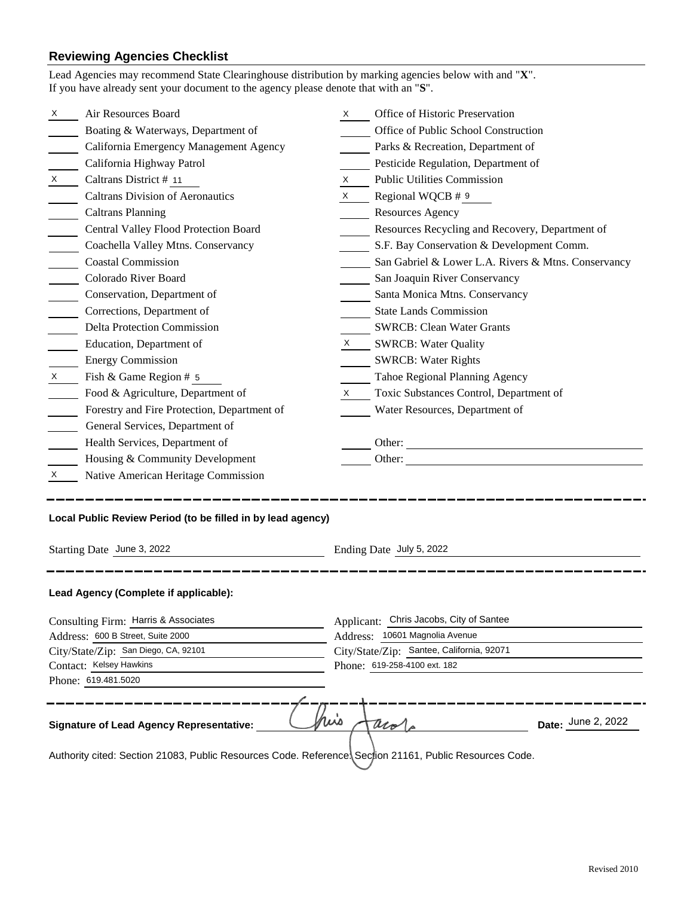## Reviewing Agencies Checklist

Lead Agencies may recommend State Clearinghouse distribution by marking agencies below with and "**X**".
If you have already sent your document to the agency please denote that with an "**S**".

| | | | |
|---|---|---|---|
| X | Air Resources Board | X | Office of Historic Preservation |
| | Boating & Waterways, Department of | | Office of Public School Construction |
| | California Emergency Management Agency | | Parks & Recreation, Department of |
| | California Highway Patrol | | Pesticide Regulation, Department of |
| X | Caltrans District # 11 | X | Public Utilities Commission |
| | Caltrans Division of Aeronautics | X | Regional WQCB # 9 |
| | Caltrans Planning | | Resources Agency |
| | Central Valley Flood Protection Board | | Resources Recycling and Recovery, Department of |
| | Coachella Valley Mtns. Conservancy | | S.F. Bay Conservation & Development Comm. |
| | Coastal Commission | | San Gabriel & Lower L.A. Rivers & Mtns. Conservancy |
| | Colorado River Board | | San Joaquin River Conservancy |
| | Conservation, Department of | | Santa Monica Mtns. Conservancy |
| | Corrections, Department of | | State Lands Commission |
| | Delta Protection Commission | | SWRCB: Clean Water Grants |
| | Education, Department of | X | SWRCB: Water Quality |
| | Energy Commission | | SWRCB: Water Rights |
| X | Fish & Game Region # 5 | | Tahoe Regional Planning Agency |
| | Food & Agriculture, Department of | X | Toxic Substances Control, Department of |
| | Forestry and Fire Protection, Department of | | Water Resources, Department of |
| | General Services, Department of | | |
| | Health Services, Department of | | Other: |
| | Housing & Community Development | | Other: |
| X | Native American Heritage Commission | | |

---

**Local Public Review Period (to be filled in by lead agency)**

Starting Date June 3, 2022 | Ending Date July 5, 2022

---

**Lead Agency (Complete if applicable):**

Consulting Firm: Harris & Associates
Address: 600 B Street, Suite 2000
City/State/Zip: San Diego, CA, 92101
Contact: Kelsey Hawkins
Phone: 619.481.5020

Applicant: Chris Jacobs, City of Santee
Address: 10601 Magnolia Avenue
City/State/Zip: Santee, California, 92071
Phone: 619-258-4100 ext. 182

---

**Signature of Lead Agency Representative:** Chris Jacobs **Date:** June 2, 2022

Authority cited: Section 21083, Public Resources Code. Reference: Section 21161, Public Resources Code.

Revised 2010